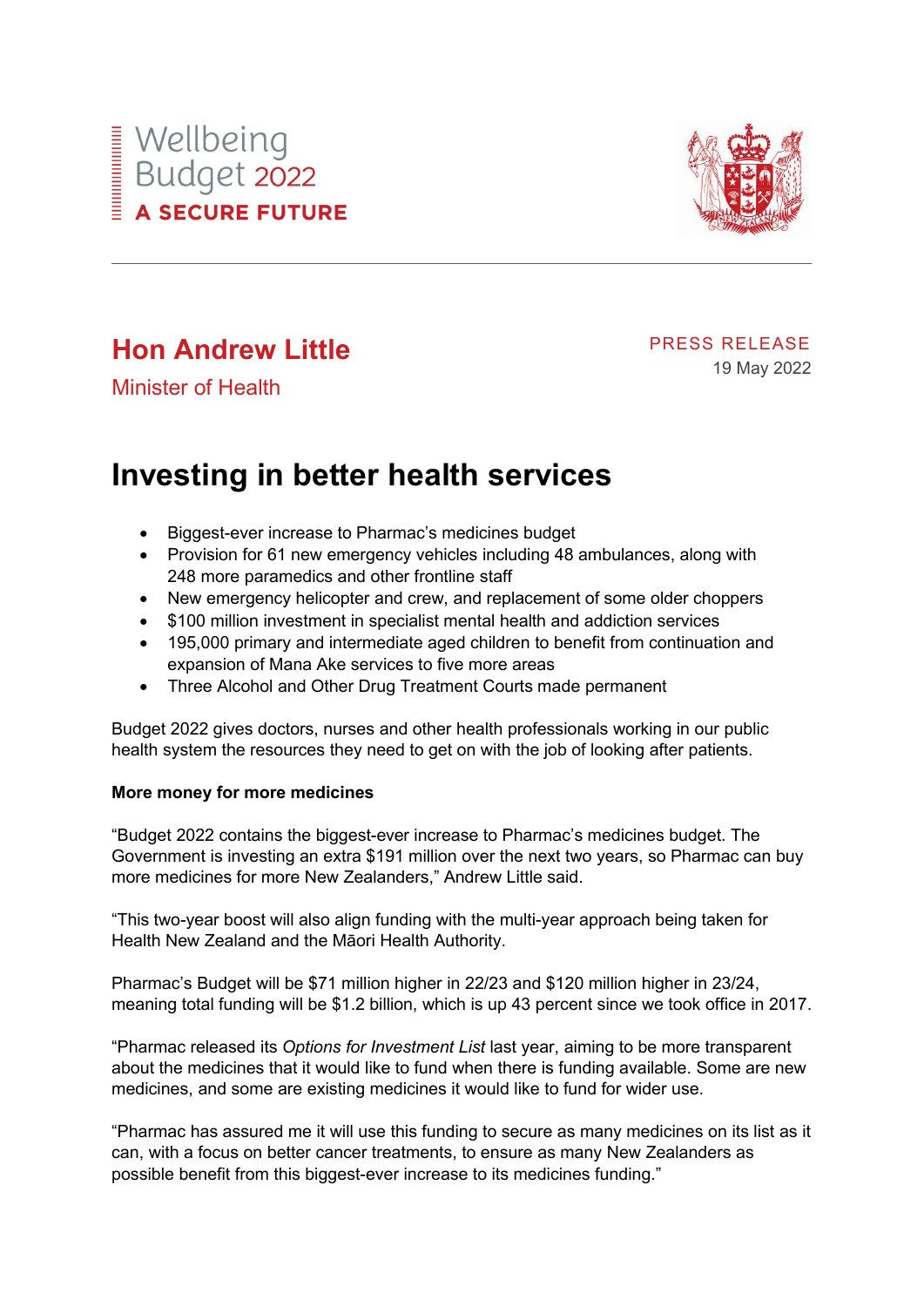Wellbeing Budget 2022

**A SECURE FUTURE**

## Hon Andrew Little

Minister of Health

PRESS RELEASE

19 May 2022

# Investing in better health services

- Biggest-ever increase to Pharmac's medicines budget
- Provision for 61 new emergency vehicles including 48 ambulances, along with 248 more paramedics and other frontline staff
- New emergency helicopter and crew, and replacement of some older choppers
- $100 million investment in specialist mental health and addiction services
- 195,000 primary and intermediate aged children to benefit from continuation and expansion of Mana Ake services to five more areas
- Three Alcohol and Other Drug Treatment Courts made permanent

Budget 2022 gives doctors, nurses and other health professionals working in our public health system the resources they need to get on with the job of looking after patients.

**More money for more medicines**

"Budget 2022 contains the biggest-ever increase to Pharmac's medicines budget. The Government is investing an extra $191 million over the next two years, so Pharmac can buy more medicines for more New Zealanders," Andrew Little said.

"This two-year boost will also align funding with the multi-year approach being taken for Health New Zealand and the Māori Health Authority.

Pharmac's Budget will be $71 million higher in 22/23 and $120 million higher in 23/24, meaning total funding will be $1.2 billion, which is up 43 percent since we took office in 2017.

"Pharmac released its *Options for Investment List* last year, aiming to be more transparent about the medicines that it would like to fund when there is funding available. Some are new medicines, and some are existing medicines it would like to fund for wider use.

"Pharmac has assured me it will use this funding to secure as many medicines on its list as it can, with a focus on better cancer treatments, to ensure as many New Zealanders as possible benefit from this biggest-ever increase to its medicines funding."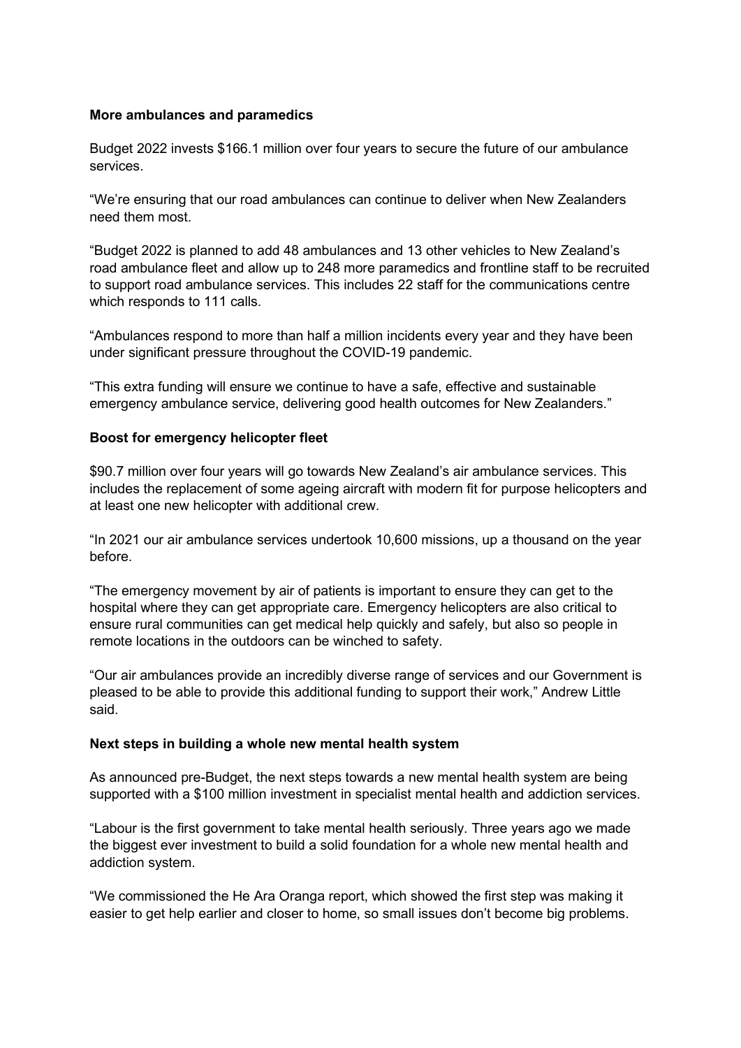**More ambulances and paramedics**

Budget 2022 invests $166.1 million over four years to secure the future of our ambulance services.

“We’re ensuring that our road ambulances can continue to deliver when New Zealanders need them most.

“Budget 2022 is planned to add 48 ambulances and 13 other vehicles to New Zealand’s road ambulance fleet and allow up to 248 more paramedics and frontline staff to be recruited to support road ambulance services. This includes 22 staff for the communications centre which responds to 111 calls.

“Ambulances respond to more than half a million incidents every year and they have been under significant pressure throughout the COVID-19 pandemic.

“This extra funding will ensure we continue to have a safe, effective and sustainable emergency ambulance service, delivering good health outcomes for New Zealanders.”

**Boost for emergency helicopter fleet**

$90.7 million over four years will go towards New Zealand’s air ambulance services. This includes the replacement of some ageing aircraft with modern fit for purpose helicopters and at least one new helicopter with additional crew.

“In 2021 our air ambulance services undertook 10,600 missions, up a thousand on the year before.

“The emergency movement by air of patients is important to ensure they can get to the hospital where they can get appropriate care. Emergency helicopters are also critical to ensure rural communities can get medical help quickly and safely, but also so people in remote locations in the outdoors can be winched to safety.

“Our air ambulances provide an incredibly diverse range of services and our Government is pleased to be able to provide this additional funding to support their work,” Andrew Little said.

**Next steps in building a whole new mental health system**

As announced pre-Budget, the next steps towards a new mental health system are being supported with a $100 million investment in specialist mental health and addiction services.

“Labour is the first government to take mental health seriously. Three years ago we made the biggest ever investment to build a solid foundation for a whole new mental health and addiction system.

“We commissioned the He Ara Oranga report, which showed the first step was making it easier to get help earlier and closer to home, so small issues don’t become big problems.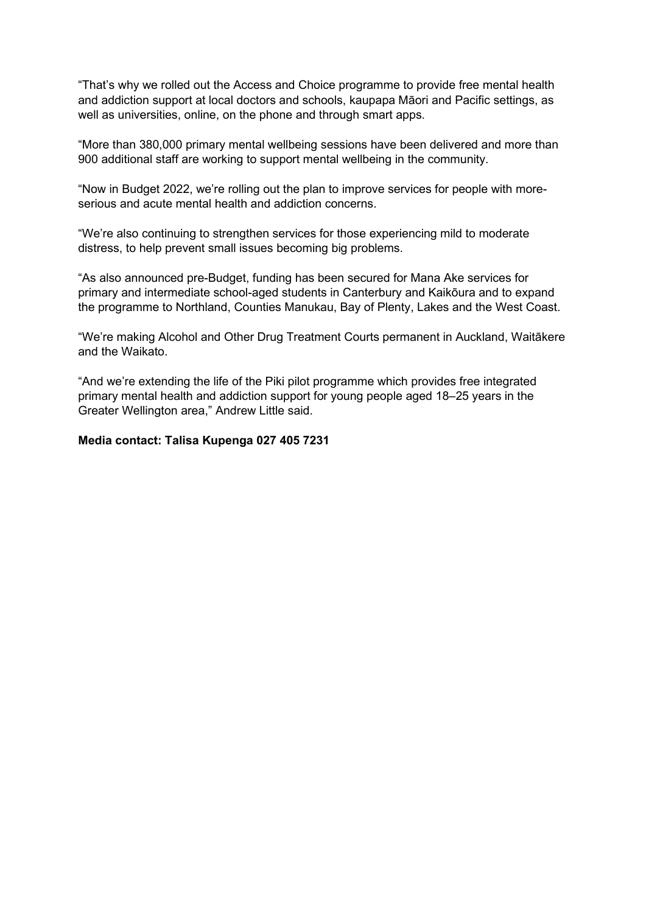"That's why we rolled out the Access and Choice programme to provide free mental health and addiction support at local doctors and schools, kaupapa Māori and Pacific settings, as well as universities, online, on the phone and through smart apps.

"More than 380,000 primary mental wellbeing sessions have been delivered and more than 900 additional staff are working to support mental wellbeing in the community.

"Now in Budget 2022, we're rolling out the plan to improve services for people with more-serious and acute mental health and addiction concerns.

"We're also continuing to strengthen services for those experiencing mild to moderate distress, to help prevent small issues becoming big problems.

"As also announced pre-Budget, funding has been secured for Mana Ake services for primary and intermediate school-aged students in Canterbury and Kaikōura and to expand the programme to Northland, Counties Manukau, Bay of Plenty, Lakes and the West Coast.

"We're making Alcohol and Other Drug Treatment Courts permanent in Auckland, Waitākere and the Waikato.

"And we're extending the life of the Piki pilot programme which provides free integrated primary mental health and addiction support for young people aged 18–25 years in the Greater Wellington area," Andrew Little said.

**Media contact: Talisa Kupenga 027 405 7231**